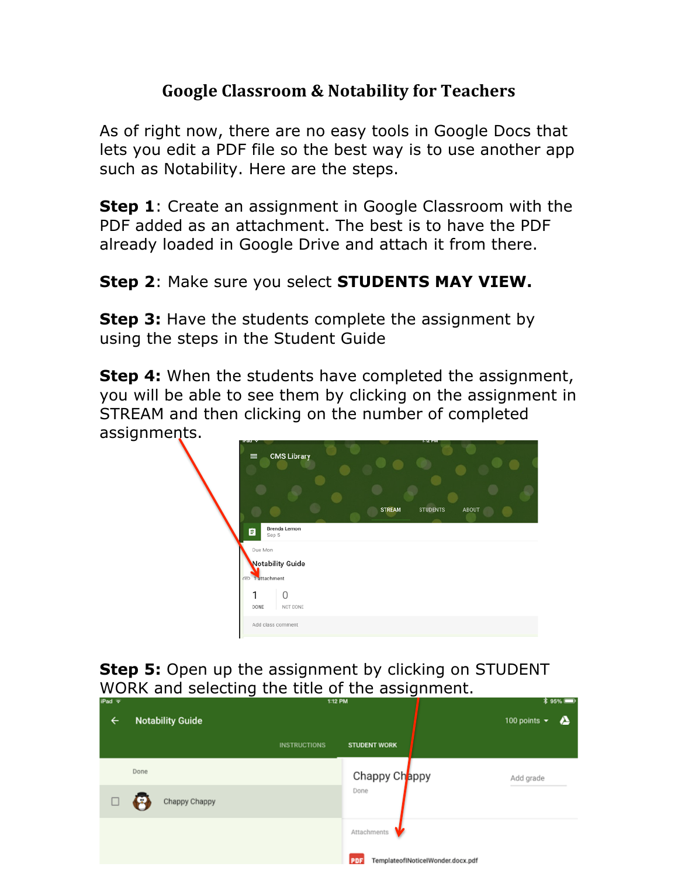# Google Classroom & Notability for Teachers

As of right now, there are no easy tools in Google Docs that lets you edit a PDF file so the best way is to use another app such as Notability. Here are the steps.

**Step 1**: Create an assignment in Google Classroom with the PDF added as an attachment. The best is to have the PDF already loaded in Google Drive and attach it from there.

**Step 2**: Make sure you select **STUDENTS MAY VIEW.**

**Step 3:** Have the students complete the assignment by using the steps in the Student Guide

**Step 4:** When the students have completed the assignment, you will be able to see them by clicking on the assignment in STREAM and then clicking on the number of completed assignments.

**Step 5:** Open up the assignment by clicking on STUDENT WORK and selecting the title of the assignment.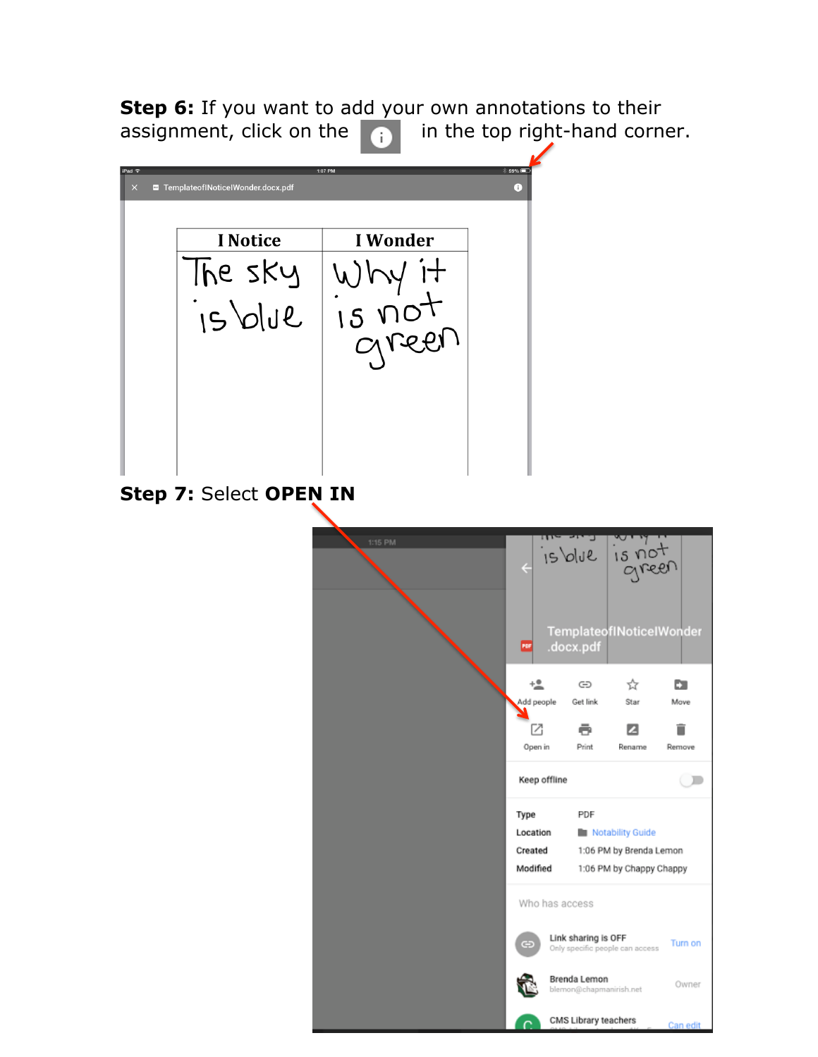**Step 6:** If you want to add your own annotations to their assignment, click on the ⓘ in the top right-hand corner.

**Step 7:** Select **OPEN IN**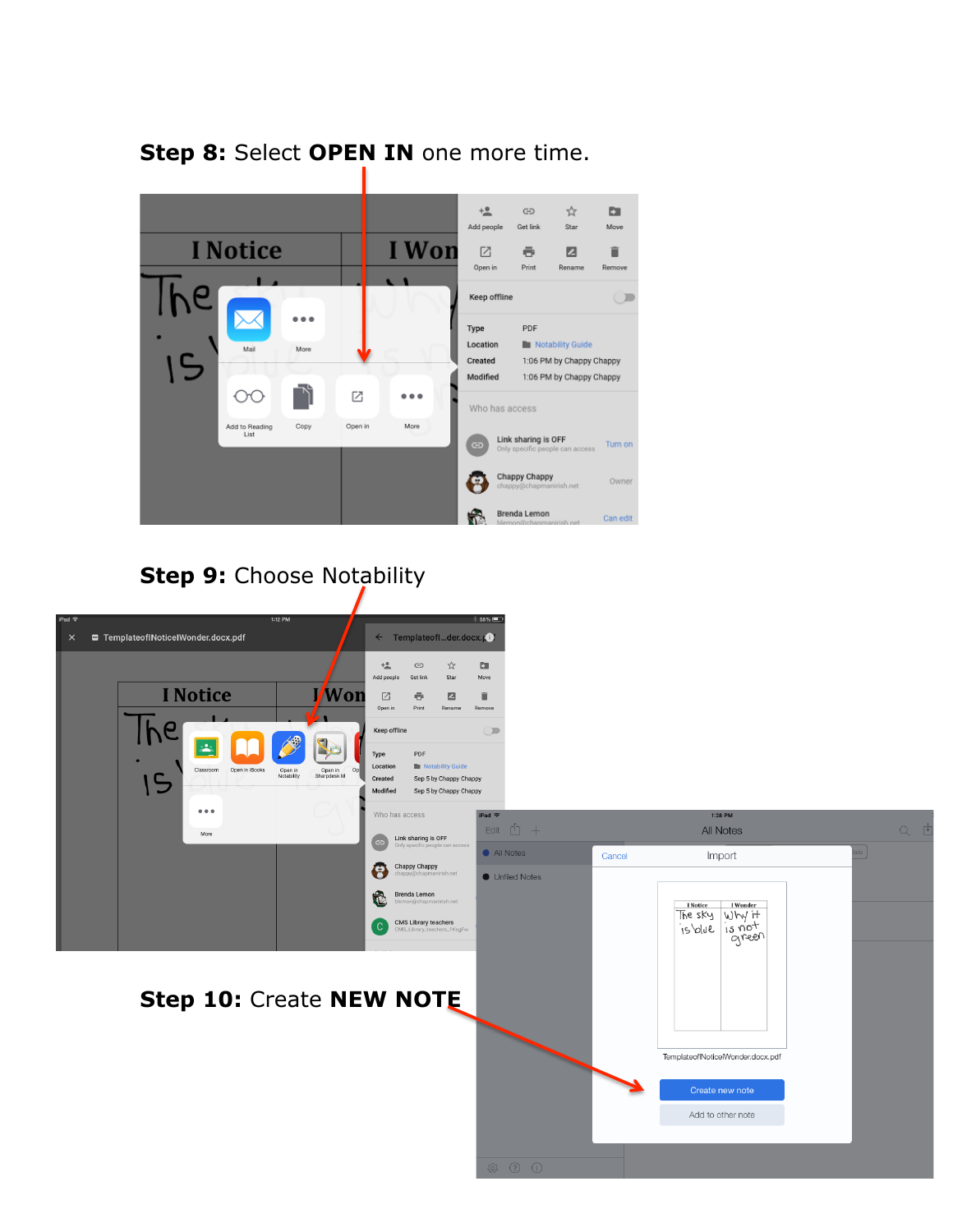**Step 8:** Select **OPEN IN** one more time.

**Step 9:** Choose Notability

**Step 10:** Create **NEW NOTE**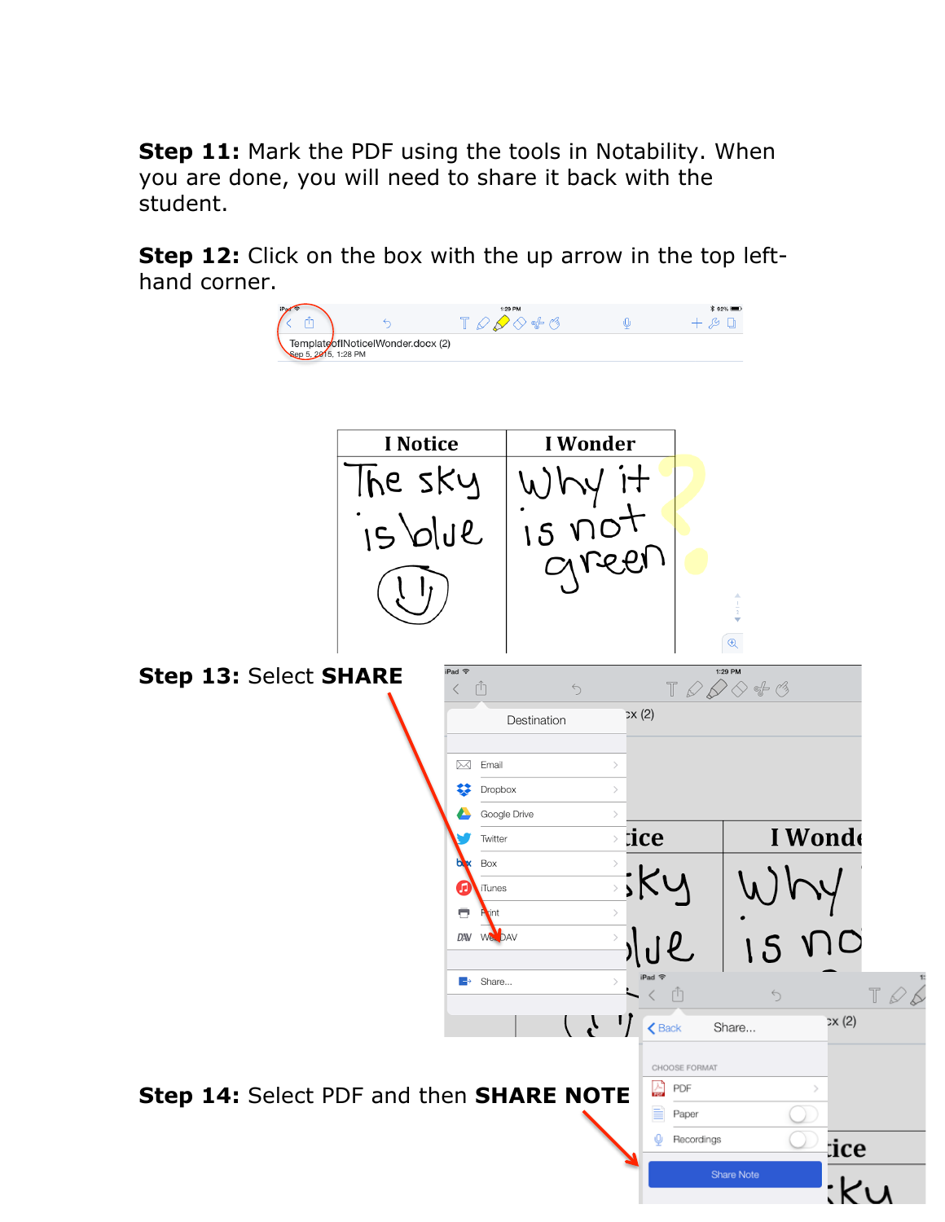**Step 11:** Mark the PDF using the tools in Notability. When you are done, you will need to share it back with the student.

**Step 12:** Click on the box with the up arrow in the top left-hand corner.

**Step 13:** Select **SHARE**

**Step 14:** Select PDF and then **SHARE NOTE**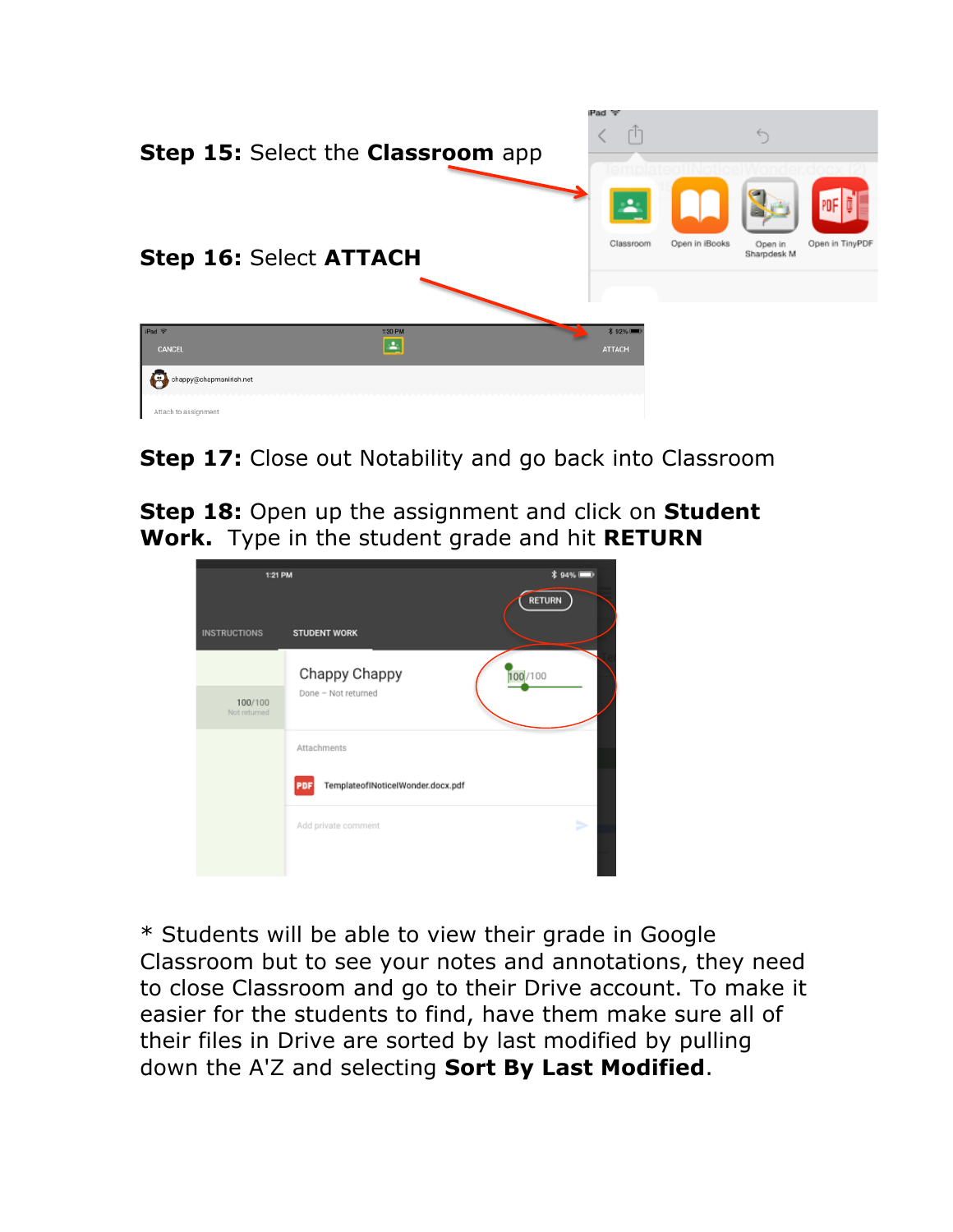**Step 15:** Select the **Classroom** app

**Step 16:** Select **ATTACH**

**Step 17:** Close out Notability and go back into Classroom

**Step 18:** Open up the assignment and click on **Student Work.** Type in the student grade and hit **RETURN**

* Students will be able to view their grade in Google Classroom but to see your notes and annotations, they need to close Classroom and go to their Drive account. To make it easier for the students to find, have them make sure all of their files in Drive are sorted by last modified by pulling down the A'Z and selecting **Sort By Last Modified**.